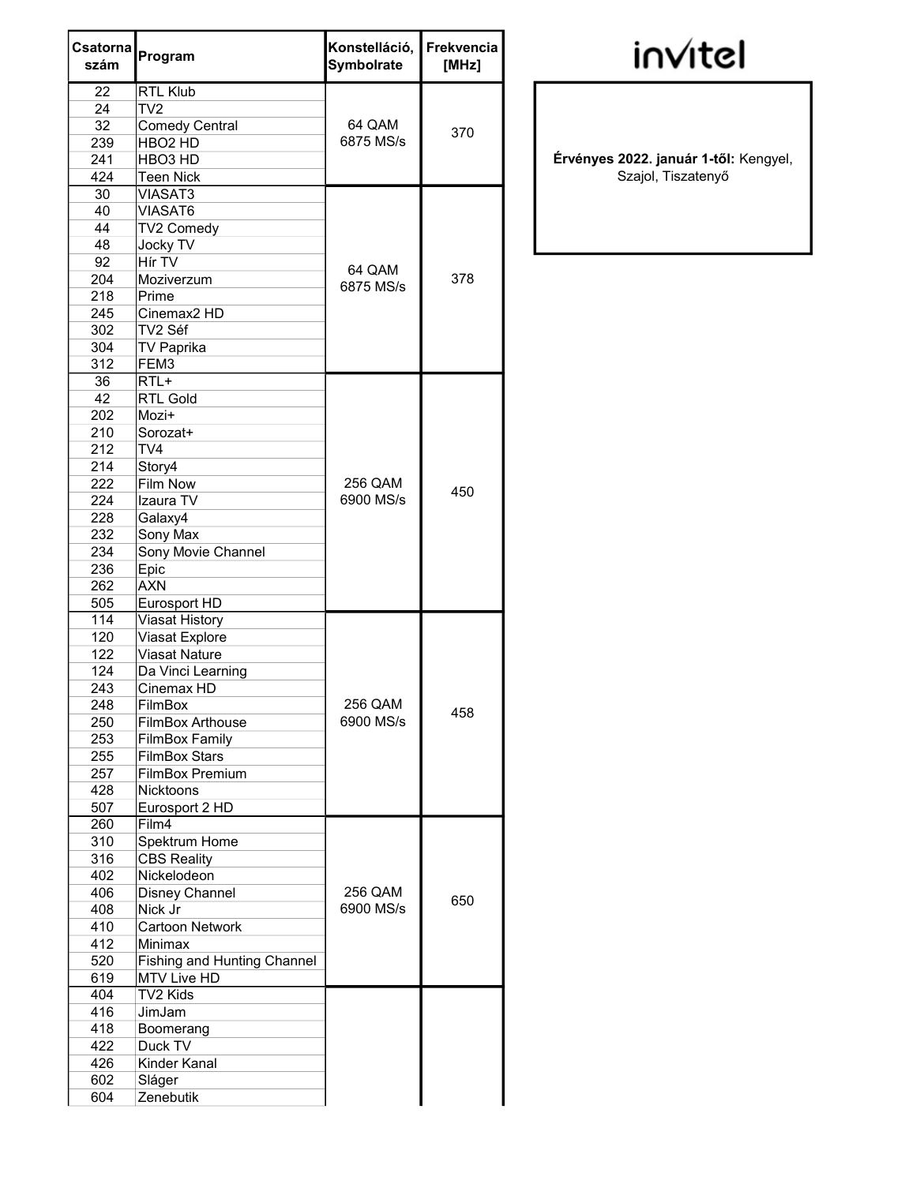invitel

**Érvényes 2022. január 1-től:** Kengyel, Szajol, Tiszatenyő

| Csatorna szám | Program | Konstelláció, Symbolrate | Frekvencia [MHz] |
|---|---|---|---|
| 22 | RTL Klub | 64 QAM 6875 MS/s | 370 |
| 24 | TV2 | | |
| 32 | Comedy Central | | |
| 239 | HBO2 HD | | |
| 241 | HBO3 HD | | |
| 424 | Teen Nick | | |
| 30 | VIASAT3 | 64 QAM 6875 MS/s | 378 |
| 40 | VIASAT6 | | |
| 44 | TV2 Comedy | | |
| 48 | Jocky TV | | |
| 92 | Hír TV | | |
| 204 | Moziverzum | | |
| 218 | Prime | | |
| 245 | Cinemax2 HD | | |
| 302 | TV2 Séf | | |
| 304 | TV Paprika | | |
| 312 | FEM3 | | |
| 36 | RTL+ | 256 QAM 6900 MS/s | 450 |
| 42 | RTL Gold | | |
| 202 | Mozi+ | | |
| 210 | Sorozat+ | | |
| 212 | TV4 | | |
| 214 | Story4 | | |
| 222 | Film Now | | |
| 224 | Izaura TV | | |
| 228 | Galaxy4 | | |
| 232 | Sony Max | | |
| 234 | Sony Movie Channel | | |
| 236 | Epic | | |
| 262 | AXN | | |
| 505 | Eurosport HD | | |
| 114 | Viasat History | 256 QAM 6900 MS/s | 458 |
| 120 | Viasat Explore | | |
| 122 | Viasat Nature | | |
| 124 | Da Vinci Learning | | |
| 243 | Cinemax HD | | |
| 248 | FilmBox | | |
| 250 | FilmBox Arthouse | | |
| 253 | FilmBox Family | | |
| 255 | FilmBox Stars | | |
| 257 | FilmBox Premium | | |
| 428 | Nicktoons | | |
| 507 | Eurosport 2 HD | | |
| 260 | Film4 | 256 QAM 6900 MS/s | 650 |
| 310 | Spektrum Home | | |
| 316 | CBS Reality | | |
| 402 | Nickelodeon | | |
| 406 | Disney Channel | | |
| 408 | Nick Jr | | |
| 410 | Cartoon Network | | |
| 412 | Minimax | | |
| 520 | Fishing and Hunting Channel | | |
| 619 | MTV Live HD | | |
| 404 | TV2 Kids | | |
| 416 | JimJam | | |
| 418 | Boomerang | | |
| 422 | Duck TV | | |
| 426 | Kinder Kanal | | |
| 602 | Sláger | | |
| 604 | Zenebutik | | |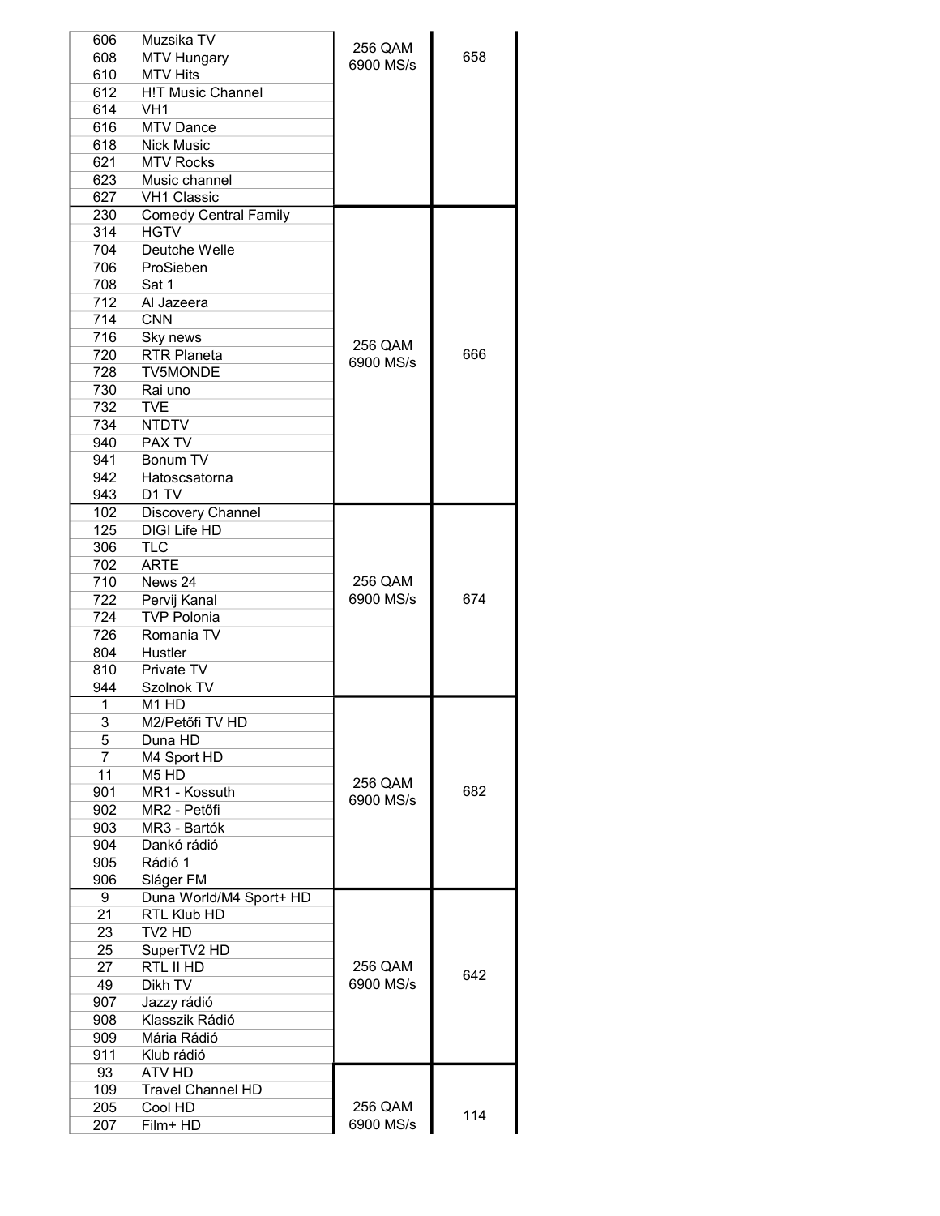| | | | |
|---|---|---|---|
| 606 | Muzsika TV | 256 QAM 6900 MS/s | 658 |
| 608 | MTV Hungary | | |
| 610 | MTV Hits | | |
| 612 | H!T Music Channel | | |
| 614 | VH1 | | |
| 616 | MTV Dance | | |
| 618 | Nick Music | | |
| 621 | MTV Rocks | | |
| 623 | Music channel | | |
| 627 | VH1 Classic | | |
| 230 | Comedy Central Family | 256 QAM 6900 MS/s | 666 |
| 314 | HGTV | | |
| 704 | Deutche Welle | | |
| 706 | ProSieben | | |
| 708 | Sat 1 | | |
| 712 | Al Jazeera | | |
| 714 | CNN | | |
| 716 | Sky news | | |
| 720 | RTR Planeta | | |
| 728 | TV5MONDE | | |
| 730 | Rai uno | | |
| 732 | TVE | | |
| 734 | NTDTV | | |
| 940 | PAX TV | | |
| 941 | Bonum TV | | |
| 942 | Hatoscsatorna | | |
| 943 | D1 TV | | |
| 102 | Discovery Channel | 256 QAM 6900 MS/s | 674 |
| 125 | DIGI Life HD | | |
| 306 | TLC | | |
| 702 | ARTE | | |
| 710 | News 24 | | |
| 722 | Pervij Kanal | | |
| 724 | TVP Polonia | | |
| 726 | Romania TV | | |
| 804 | Hustler | | |
| 810 | Private TV | | |
| 944 | Szolnok TV | | |
| 1 | M1 HD | 256 QAM 6900 MS/s | 682 |
| 3 | M2/Petőfi TV HD | | |
| 5 | Duna HD | | |
| 7 | M4 Sport HD | | |
| 11 | M5 HD | | |
| 901 | MR1 - Kossuth | | |
| 902 | MR2 - Petőfi | | |
| 903 | MR3 - Bartók | | |
| 904 | Dankó rádió | | |
| 905 | Rádió 1 | | |
| 906 | Sláger FM | | |
| 9 | Duna World/M4 Sport+ HD | 256 QAM 6900 MS/s | 642 |
| 21 | RTL Klub HD | | |
| 23 | TV2 HD | | |
| 25 | SuperTV2 HD | | |
| 27 | RTL II HD | | |
| 49 | Dikh TV | | |
| 907 | Jazzy rádió | | |
| 908 | Klasszik Rádió | | |
| 909 | Mária Rádió | | |
| 911 | Klub rádió | | |
| 93 | ATV HD | 256 QAM 6900 MS/s | 114 |
| 109 | Travel Channel HD | | |
| 205 | Cool HD | | |
| 207 | Film+ HD | | |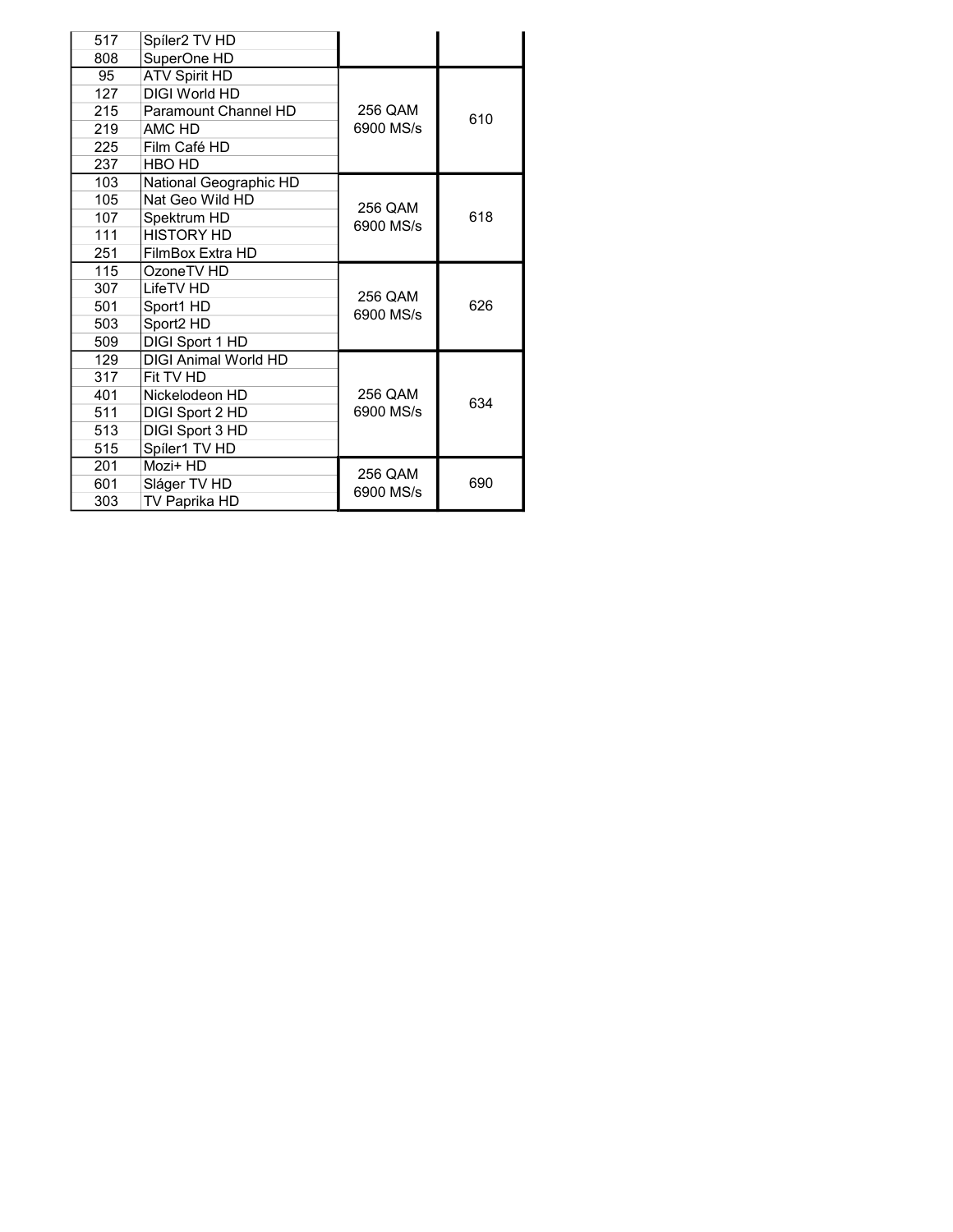| | | | |
|---|---|---|---|
| 517 | Spíler2 TV HD | | |
| 808 | SuperOne HD | | |
| 95 | ATV Spirit HD | 256 QAM 6900 MS/s | 610 |
| 127 | DIGI World HD | | |
| 215 | Paramount Channel HD | | |
| 219 | AMC HD | | |
| 225 | Film Café HD | | |
| 237 | HBO HD | | |
| 103 | National Geographic HD | 256 QAM 6900 MS/s | 618 |
| 105 | Nat Geo Wild HD | | |
| 107 | Spektrum HD | | |
| 111 | HISTORY HD | | |
| 251 | FilmBox Extra HD | | |
| 115 | OzoneTV HD | 256 QAM 6900 MS/s | 626 |
| 307 | LifeTV HD | | |
| 501 | Sport1 HD | | |
| 503 | Sport2 HD | | |
| 509 | DIGI Sport 1 HD | | |
| 129 | DIGI Animal World HD | 256 QAM 6900 MS/s | 634 |
| 317 | Fit TV HD | | |
| 401 | Nickelodeon HD | | |
| 511 | DIGI Sport 2 HD | | |
| 513 | DIGI Sport 3 HD | | |
| 515 | Spíler1 TV HD | | |
| 201 | Mozi+ HD | 256 QAM 6900 MS/s | 690 |
| 601 | Sláger TV HD | | |
| 303 | TV Paprika HD | | |